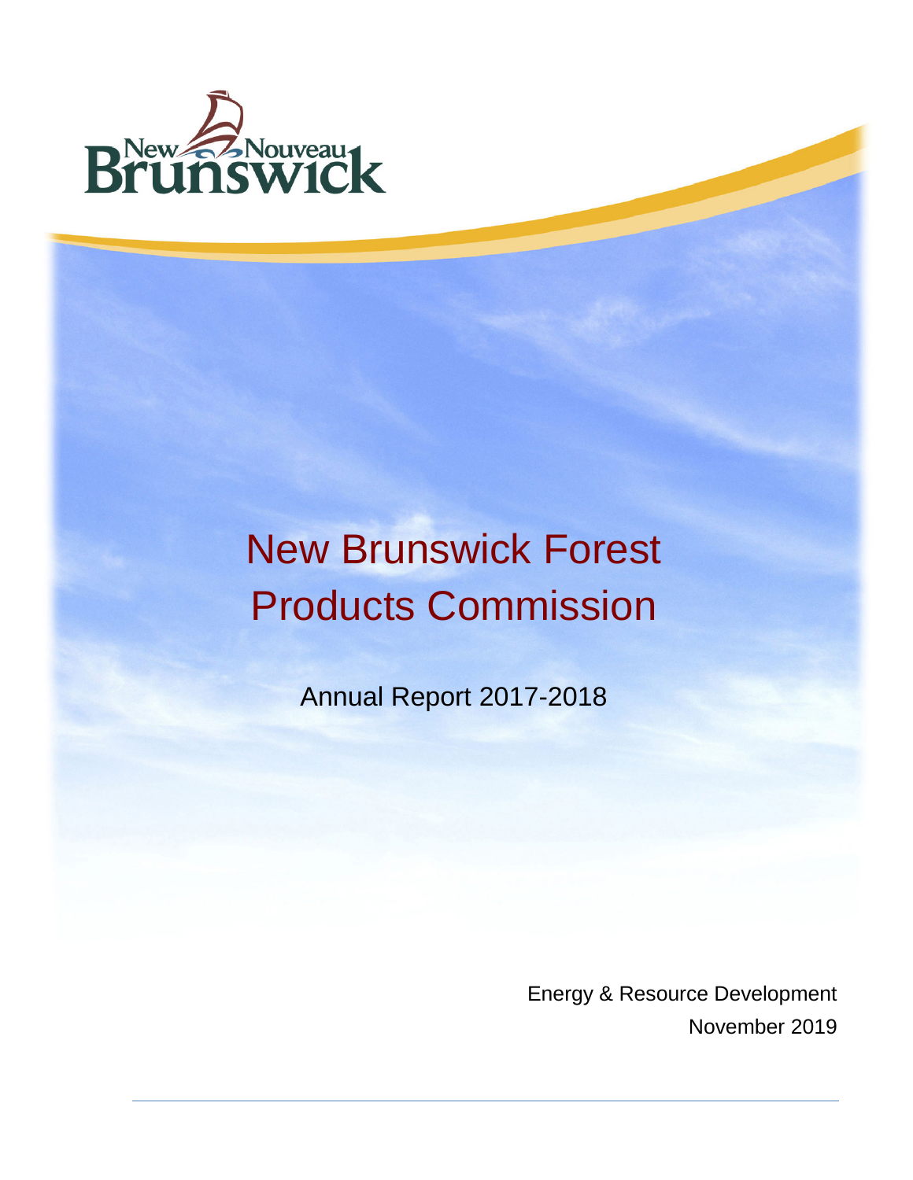# New Brunswick Forest Products Commission

Annual Report 2017-2018

Energy & Resource Development

November 2019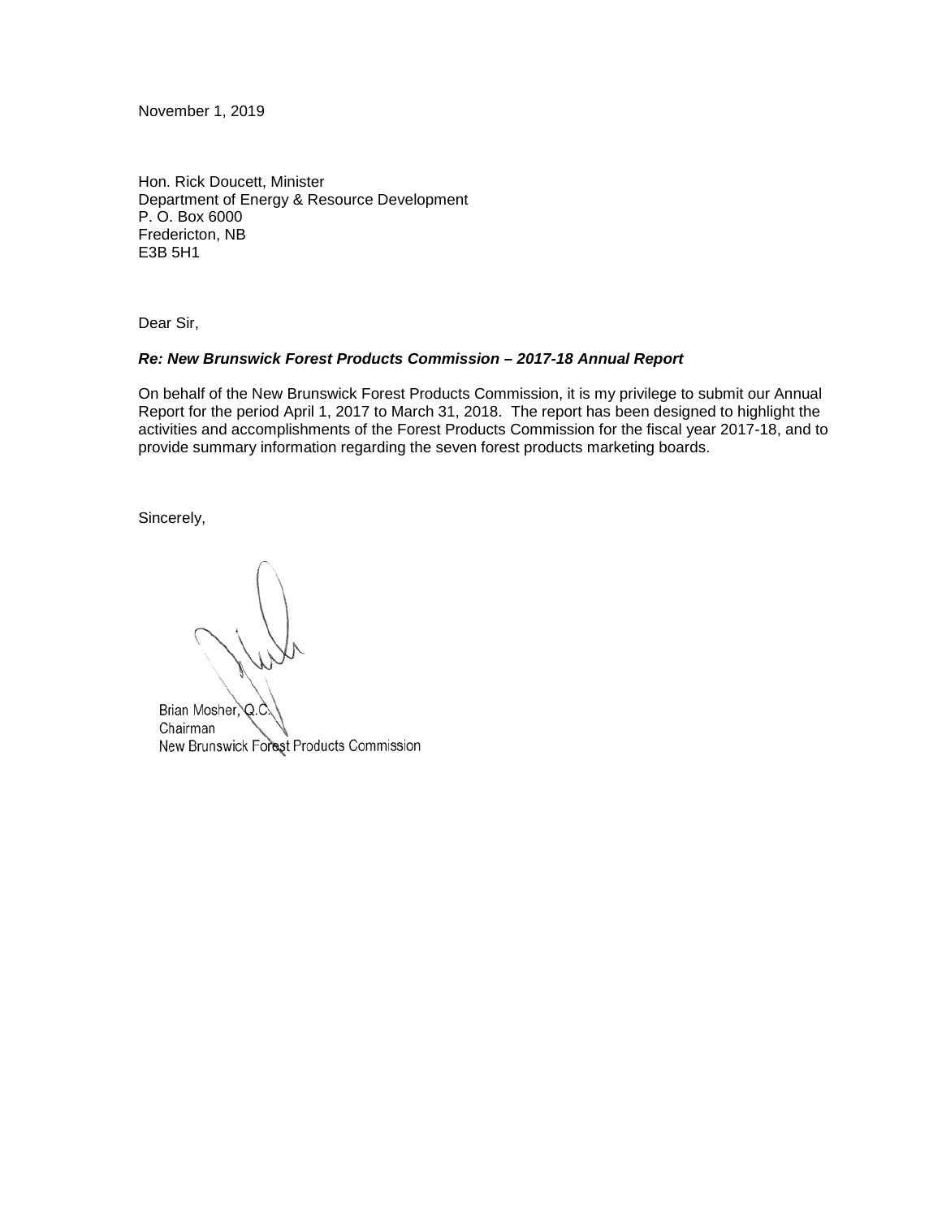November 1, 2019

Hon. Rick Doucett, Minister
Department of Energy & Resource Development
P. O. Box 6000
Fredericton, NB
E3B 5H1

Dear Sir,

***Re: New Brunswick Forest Products Commission – 2017-18 Annual Report***

On behalf of the New Brunswick Forest Products Commission, it is my privilege to submit our Annual Report for the period April 1, 2017 to March 31, 2018. The report has been designed to highlight the activities and accomplishments of the Forest Products Commission for the fiscal year 2017-18, and to provide summary information regarding the seven forest products marketing boards.

Sincerely,

Brian Mosher, Q.C.
Chairman
New Brunswick Forest Products Commission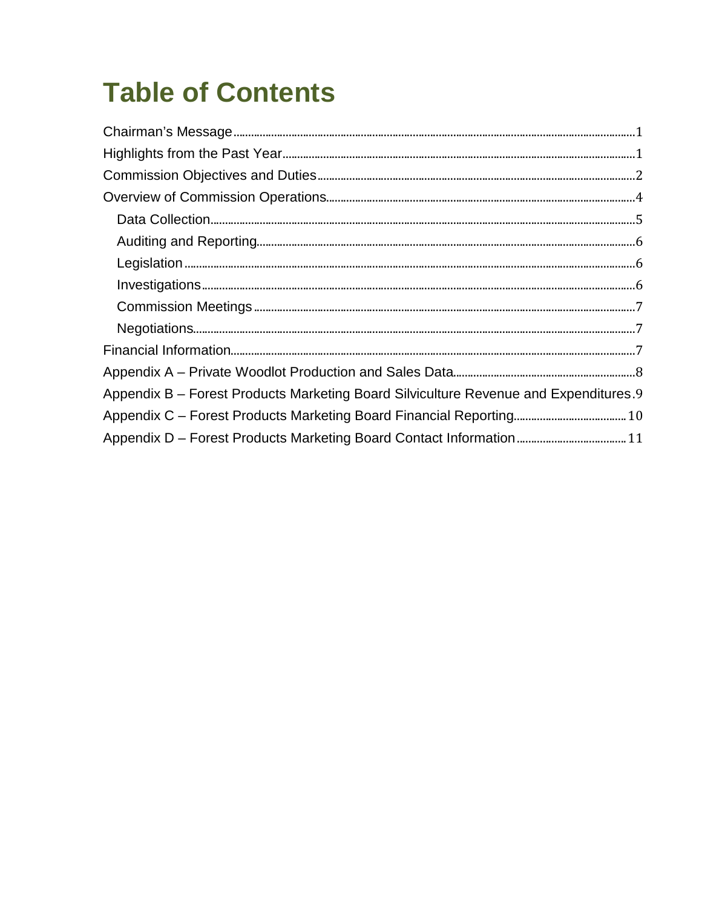# Table of Contents

Chairman's Message ........ 1
Highlights from the Past Year ........ 1
Commission Objectives and Duties ........ 2
Overview of Commission Operations ........ 4
- Data Collection ........ 5
- Auditing and Reporting ........ 6
- Legislation ........ 6
- Investigations ........ 6
- Commission Meetings ........ 7
- Negotiations ........ 7

Financial Information ........ 7
Appendix A – Private Woodlot Production and Sales Data ........ 8
Appendix B – Forest Products Marketing Board Silviculture Revenue and Expenditures ........ 9
Appendix C – Forest Products Marketing Board Financial Reporting ........ 10
Appendix D – Forest Products Marketing Board Contact Information ........ 11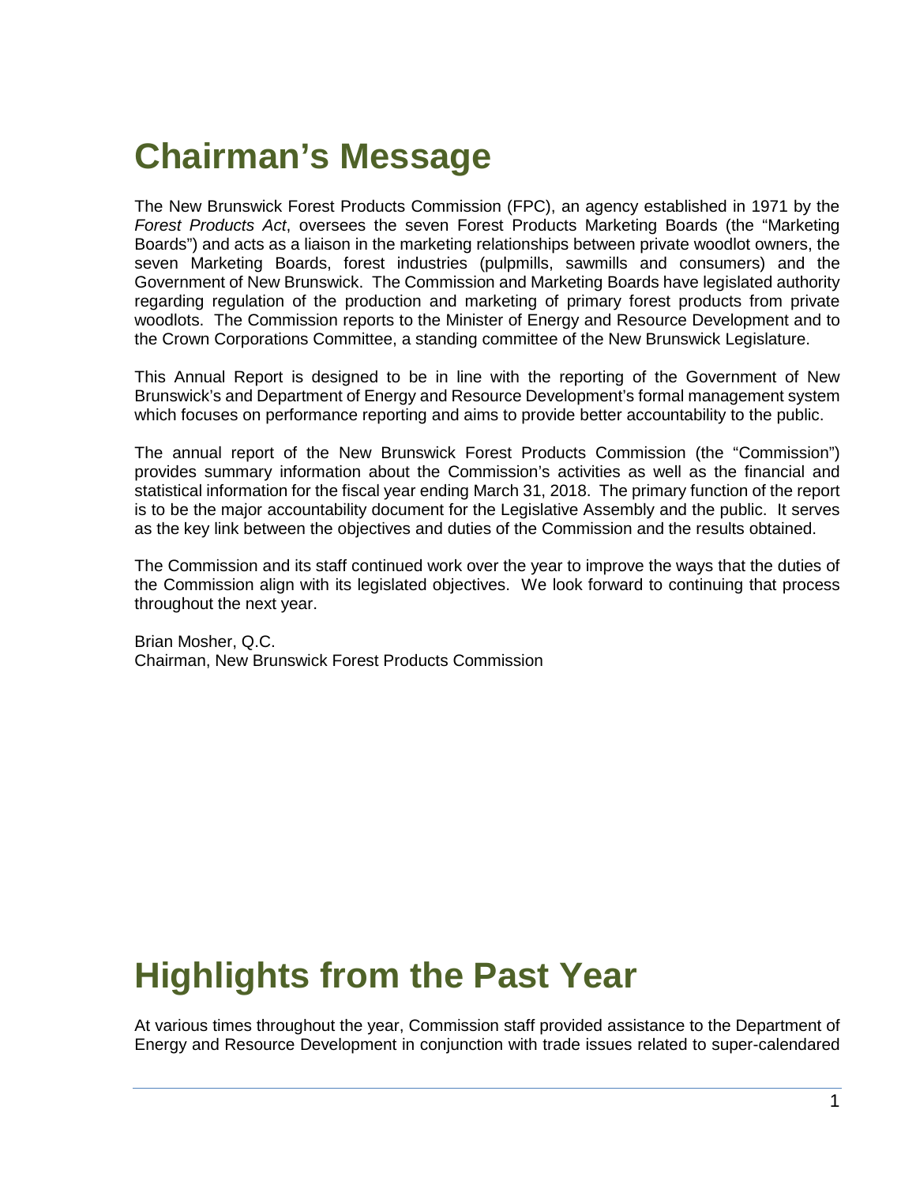# Chairman's Message

The New Brunswick Forest Products Commission (FPC), an agency established in 1971 by the *Forest Products Act*, oversees the seven Forest Products Marketing Boards (the "Marketing Boards") and acts as a liaison in the marketing relationships between private woodlot owners, the seven Marketing Boards, forest industries (pulpmills, sawmills and consumers) and the Government of New Brunswick. The Commission and Marketing Boards have legislated authority regarding regulation of the production and marketing of primary forest products from private woodlots. The Commission reports to the Minister of Energy and Resource Development and to the Crown Corporations Committee, a standing committee of the New Brunswick Legislature.

This Annual Report is designed to be in line with the reporting of the Government of New Brunswick's and Department of Energy and Resource Development's formal management system which focuses on performance reporting and aims to provide better accountability to the public.

The annual report of the New Brunswick Forest Products Commission (the "Commission") provides summary information about the Commission's activities as well as the financial and statistical information for the fiscal year ending March 31, 2018. The primary function of the report is to be the major accountability document for the Legislative Assembly and the public. It serves as the key link between the objectives and duties of the Commission and the results obtained.

The Commission and its staff continued work over the year to improve the ways that the duties of the Commission align with its legislated objectives. We look forward to continuing that process throughout the next year.

Brian Mosher, Q.C.
Chairman, New Brunswick Forest Products Commission

# Highlights from the Past Year

At various times throughout the year, Commission staff provided assistance to the Department of Energy and Resource Development in conjunction with trade issues related to super-calendared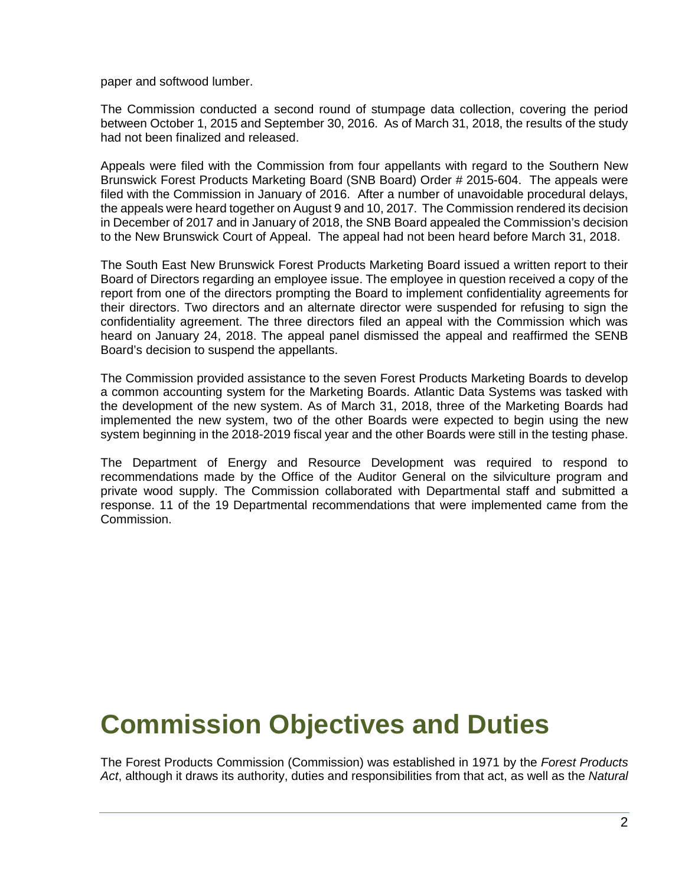paper and softwood lumber.

The Commission conducted a second round of stumpage data collection, covering the period between October 1, 2015 and September 30, 2016. As of March 31, 2018, the results of the study had not been finalized and released.

Appeals were filed with the Commission from four appellants with regard to the Southern New Brunswick Forest Products Marketing Board (SNB Board) Order # 2015-604. The appeals were filed with the Commission in January of 2016. After a number of unavoidable procedural delays, the appeals were heard together on August 9 and 10, 2017. The Commission rendered its decision in December of 2017 and in January of 2018, the SNB Board appealed the Commission's decision to the New Brunswick Court of Appeal. The appeal had not been heard before March 31, 2018.

The South East New Brunswick Forest Products Marketing Board issued a written report to their Board of Directors regarding an employee issue. The employee in question received a copy of the report from one of the directors prompting the Board to implement confidentiality agreements for their directors. Two directors and an alternate director were suspended for refusing to sign the confidentiality agreement. The three directors filed an appeal with the Commission which was heard on January 24, 2018. The appeal panel dismissed the appeal and reaffirmed the SENB Board's decision to suspend the appellants.

The Commission provided assistance to the seven Forest Products Marketing Boards to develop a common accounting system for the Marketing Boards. Atlantic Data Systems was tasked with the development of the new system. As of March 31, 2018, three of the Marketing Boards had implemented the new system, two of the other Boards were expected to begin using the new system beginning in the 2018-2019 fiscal year and the other Boards were still in the testing phase.

The Department of Energy and Resource Development was required to respond to recommendations made by the Office of the Auditor General on the silviculture program and private wood supply. The Commission collaborated with Departmental staff and submitted a response. 11 of the 19 Departmental recommendations that were implemented came from the Commission.

# Commission Objectives and Duties

The Forest Products Commission (Commission) was established in 1971 by the *Forest Products Act*, although it draws its authority, duties and responsibilities from that act, as well as the *Natural*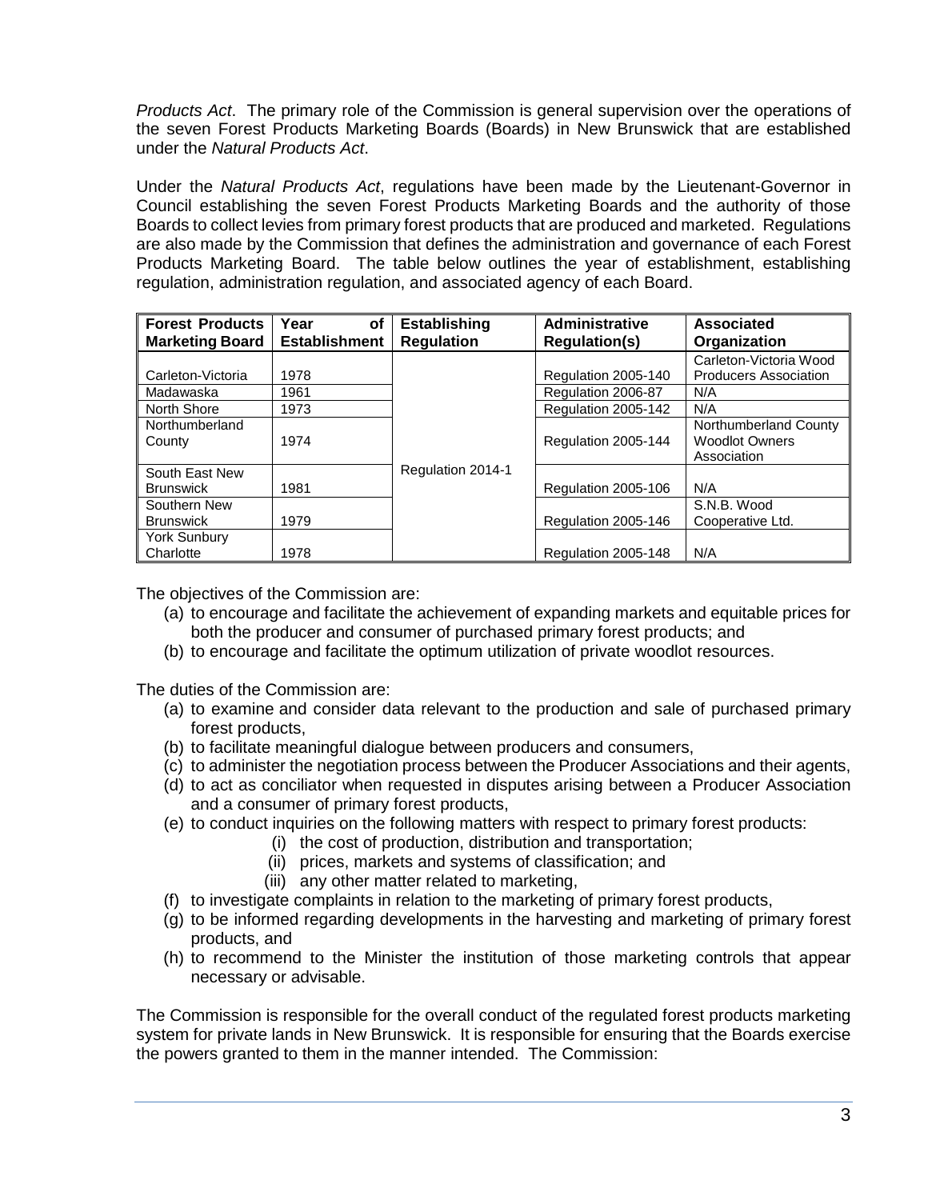*Products Act*. The primary role of the Commission is general supervision over the operations of the seven Forest Products Marketing Boards (Boards) in New Brunswick that are established under the *Natural Products Act*.

Under the *Natural Products Act*, regulations have been made by the Lieutenant-Governor in Council establishing the seven Forest Products Marketing Boards and the authority of those Boards to collect levies from primary forest products that are produced and marketed. Regulations are also made by the Commission that defines the administration and governance of each Forest Products Marketing Board. The table below outlines the year of establishment, establishing regulation, administration regulation, and associated agency of each Board.

| Forest Products Marketing Board | Year of Establishment | Establishing Regulation | Administrative Regulation(s) | Associated Organization |
|---|---|---|---|---|
| Carleton-Victoria | 1978 | Regulation 2014-1 | Regulation 2005-140 | Carleton-Victoria Wood Producers Association |
| Madawaska | 1961 | | Regulation 2006-87 | N/A |
| North Shore | 1973 | | Regulation 2005-142 | N/A |
| Northumberland County | 1974 | | Regulation 2005-144 | Northumberland County Woodlot Owners Association |
| South East New Brunswick | 1981 | | Regulation 2005-106 | N/A |
| Southern New Brunswick | 1979 | | Regulation 2005-146 | S.N.B. Wood Cooperative Ltd. |
| York Sunbury Charlotte | 1978 | | Regulation 2005-148 | N/A |

The objectives of the Commission are:

(a) to encourage and facilitate the achievement of expanding markets and equitable prices for both the producer and consumer of purchased primary forest products; and
(b) to encourage and facilitate the optimum utilization of private woodlot resources.

The duties of the Commission are:

(a) to examine and consider data relevant to the production and sale of purchased primary forest products,
(b) to facilitate meaningful dialogue between producers and consumers,
(c) to administer the negotiation process between the Producer Associations and their agents,
(d) to act as conciliator when requested in disputes arising between a Producer Association and a consumer of primary forest products,
(e) to conduct inquiries on the following matters with respect to primary forest products:
  (i) the cost of production, distribution and transportation;
  (ii) prices, markets and systems of classification; and
  (iii) any other matter related to marketing,
(f) to investigate complaints in relation to the marketing of primary forest products,
(g) to be informed regarding developments in the harvesting and marketing of primary forest products, and
(h) to recommend to the Minister the institution of those marketing controls that appear necessary or advisable.

The Commission is responsible for the overall conduct of the regulated forest products marketing system for private lands in New Brunswick. It is responsible for ensuring that the Boards exercise the powers granted to them in the manner intended. The Commission: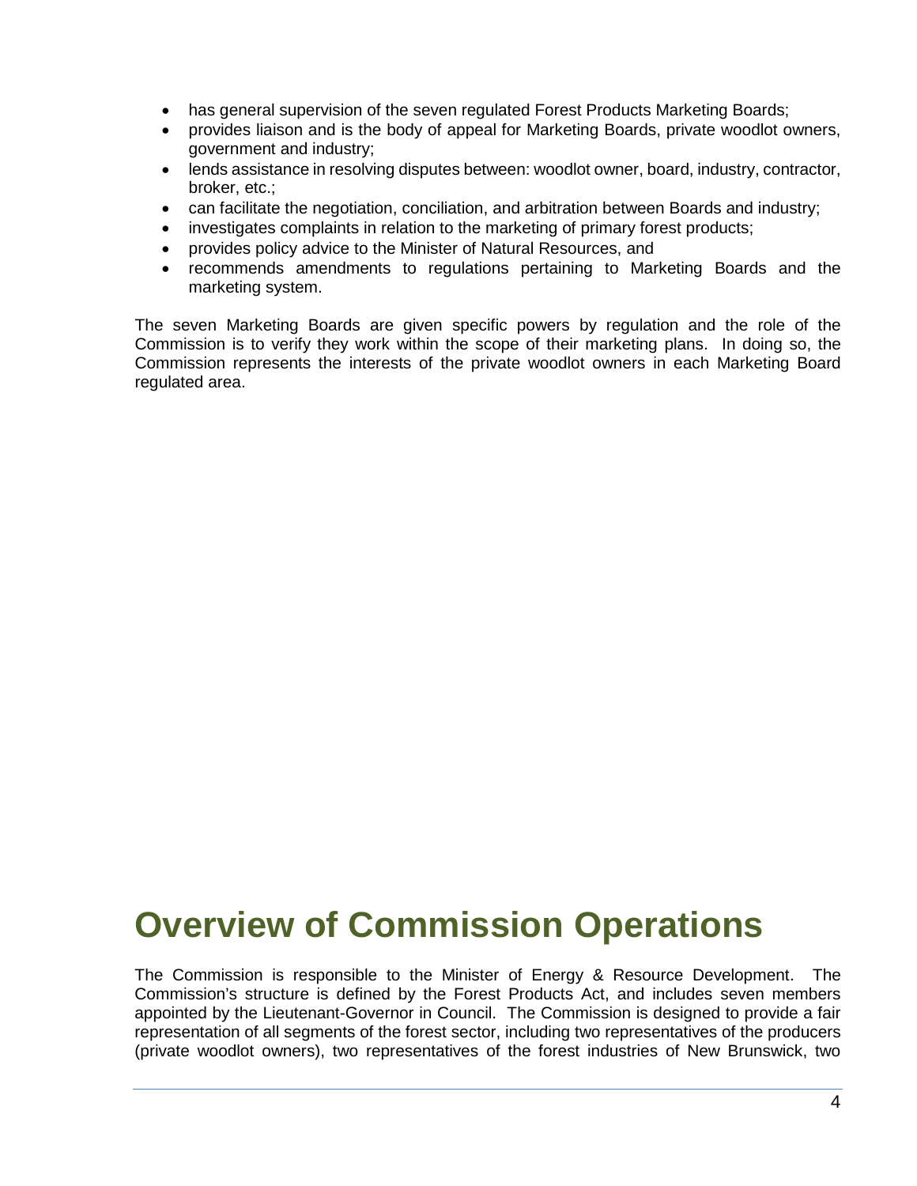- has general supervision of the seven regulated Forest Products Marketing Boards;
- provides liaison and is the body of appeal for Marketing Boards, private woodlot owners, government and industry;
- lends assistance in resolving disputes between: woodlot owner, board, industry, contractor, broker, etc.;
- can facilitate the negotiation, conciliation, and arbitration between Boards and industry;
- investigates complaints in relation to the marketing of primary forest products;
- provides policy advice to the Minister of Natural Resources, and
- recommends amendments to regulations pertaining to Marketing Boards and the marketing system.

The seven Marketing Boards are given specific powers by regulation and the role of the Commission is to verify they work within the scope of their marketing plans. In doing so, the Commission represents the interests of the private woodlot owners in each Marketing Board regulated area.

# Overview of Commission Operations

The Commission is responsible to the Minister of Energy & Resource Development. The Commission's structure is defined by the Forest Products Act, and includes seven members appointed by the Lieutenant-Governor in Council. The Commission is designed to provide a fair representation of all segments of the forest sector, including two representatives of the producers (private woodlot owners), two representatives of the forest industries of New Brunswick, two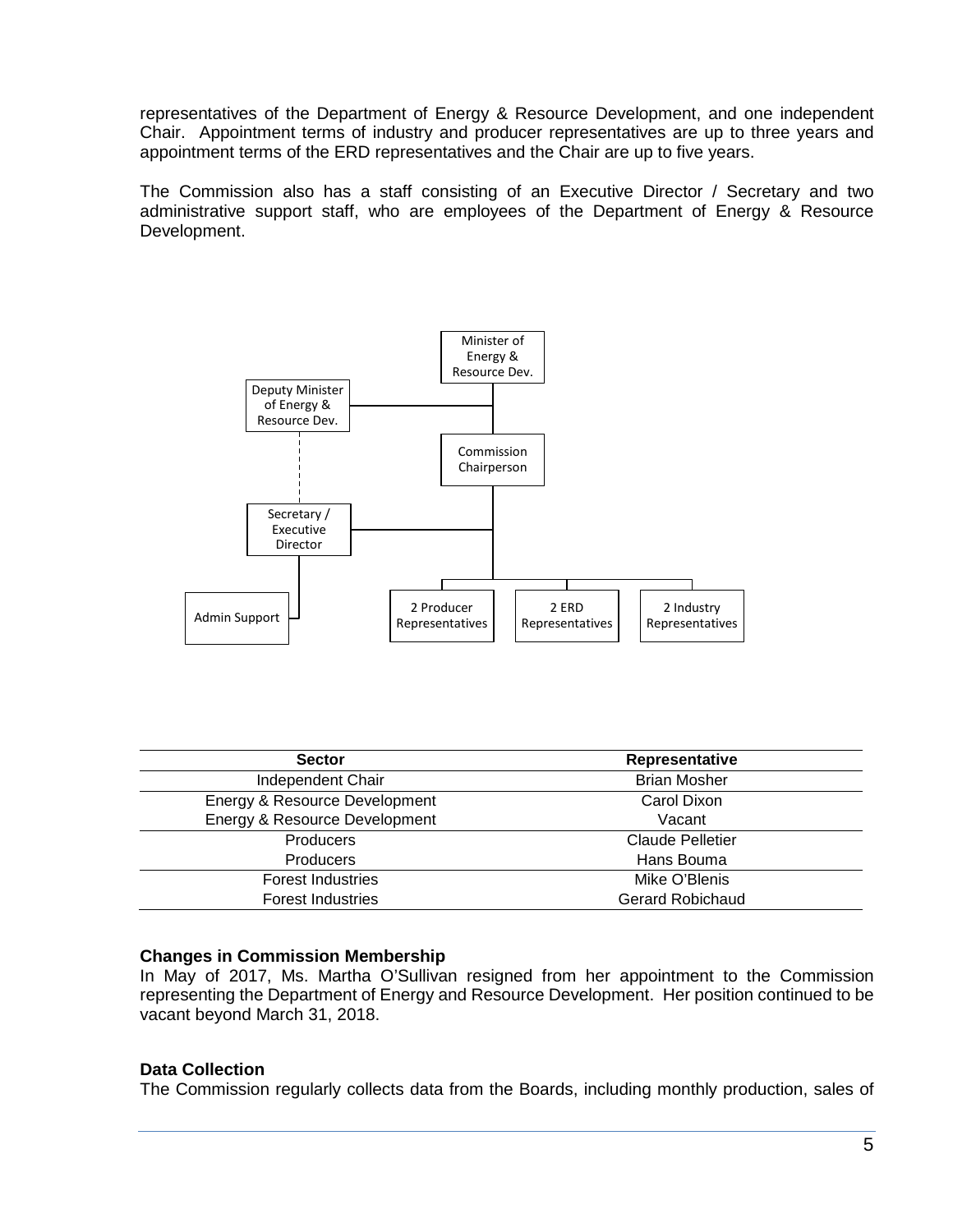representatives of the Department of Energy & Resource Development, and one independent Chair. Appointment terms of industry and producer representatives are up to three years and appointment terms of the ERD representatives and the Chair are up to five years.

The Commission also has a staff consisting of an Executive Director / Secretary and two administrative support staff, who are employees of the Department of Energy & Resource Development.

Minister of Energy & Resource Dev.

Deputy Minister of Energy & Resource Dev.

Commission Chairperson

Secretary / Executive Director

Admin Support

2 Producer Representatives

2 ERD Representatives

2 Industry Representatives

| Sector | Representative |
|---|---|
| Independent Chair | Brian Mosher |
| Energy & Resource Development | Carol Dixon |
| Energy & Resource Development | Vacant |
| Producers | Claude Pelletier |
| Producers | Hans Bouma |
| Forest Industries | Mike O'Blenis |
| Forest Industries | Gerard Robichaud |

**Changes in Commission Membership**

In May of 2017, Ms. Martha O'Sullivan resigned from her appointment to the Commission representing the Department of Energy and Resource Development. Her position continued to be vacant beyond March 31, 2018.

**Data Collection**

The Commission regularly collects data from the Boards, including monthly production, sales of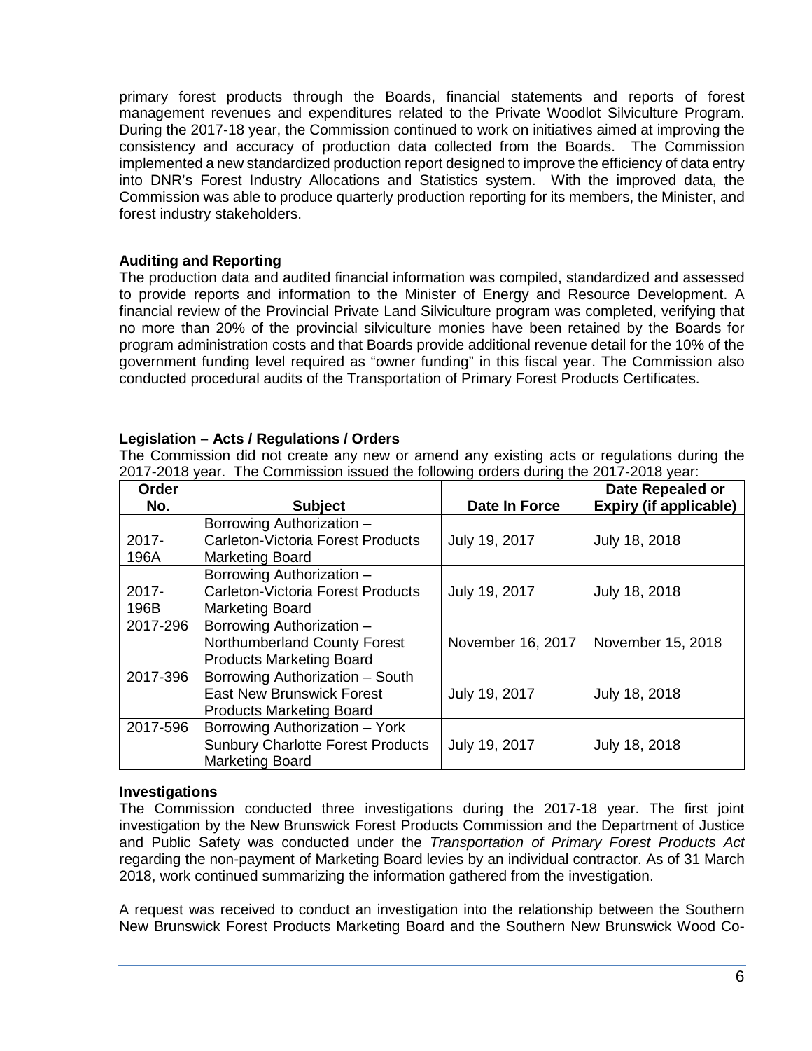primary forest products through the Boards, financial statements and reports of forest management revenues and expenditures related to the Private Woodlot Silviculture Program. During the 2017-18 year, the Commission continued to work on initiatives aimed at improving the consistency and accuracy of production data collected from the Boards. The Commission implemented a new standardized production report designed to improve the efficiency of data entry into DNR's Forest Industry Allocations and Statistics system. With the improved data, the Commission was able to produce quarterly production reporting for its members, the Minister, and forest industry stakeholders.

**Auditing and Reporting**

The production data and audited financial information was compiled, standardized and assessed to provide reports and information to the Minister of Energy and Resource Development. A financial review of the Provincial Private Land Silviculture program was completed, verifying that no more than 20% of the provincial silviculture monies have been retained by the Boards for program administration costs and that Boards provide additional revenue detail for the 10% of the government funding level required as "owner funding" in this fiscal year. The Commission also conducted procedural audits of the Transportation of Primary Forest Products Certificates.

**Legislation – Acts / Regulations / Orders**

The Commission did not create any new or amend any existing acts or regulations during the 2017-2018 year. The Commission issued the following orders during the 2017-2018 year:

| Order No. | Subject | Date In Force | Date Repealed or Expiry (if applicable) |
|---|---|---|---|
| 2017-196A | Borrowing Authorization – Carleton-Victoria Forest Products Marketing Board | July 19, 2017 | July 18, 2018 |
| 2017-196B | Borrowing Authorization – Carleton-Victoria Forest Products Marketing Board | July 19, 2017 | July 18, 2018 |
| 2017-296 | Borrowing Authorization – Northumberland County Forest Products Marketing Board | November 16, 2017 | November 15, 2018 |
| 2017-396 | Borrowing Authorization – South East New Brunswick Forest Products Marketing Board | July 19, 2017 | July 18, 2018 |
| 2017-596 | Borrowing Authorization – York Sunbury Charlotte Forest Products Marketing Board | July 19, 2017 | July 18, 2018 |

**Investigations**

The Commission conducted three investigations during the 2017-18 year. The first joint investigation by the New Brunswick Forest Products Commission and the Department of Justice and Public Safety was conducted under the *Transportation of Primary Forest Products Act* regarding the non-payment of Marketing Board levies by an individual contractor. As of 31 March 2018, work continued summarizing the information gathered from the investigation.

A request was received to conduct an investigation into the relationship between the Southern New Brunswick Forest Products Marketing Board and the Southern New Brunswick Wood Co-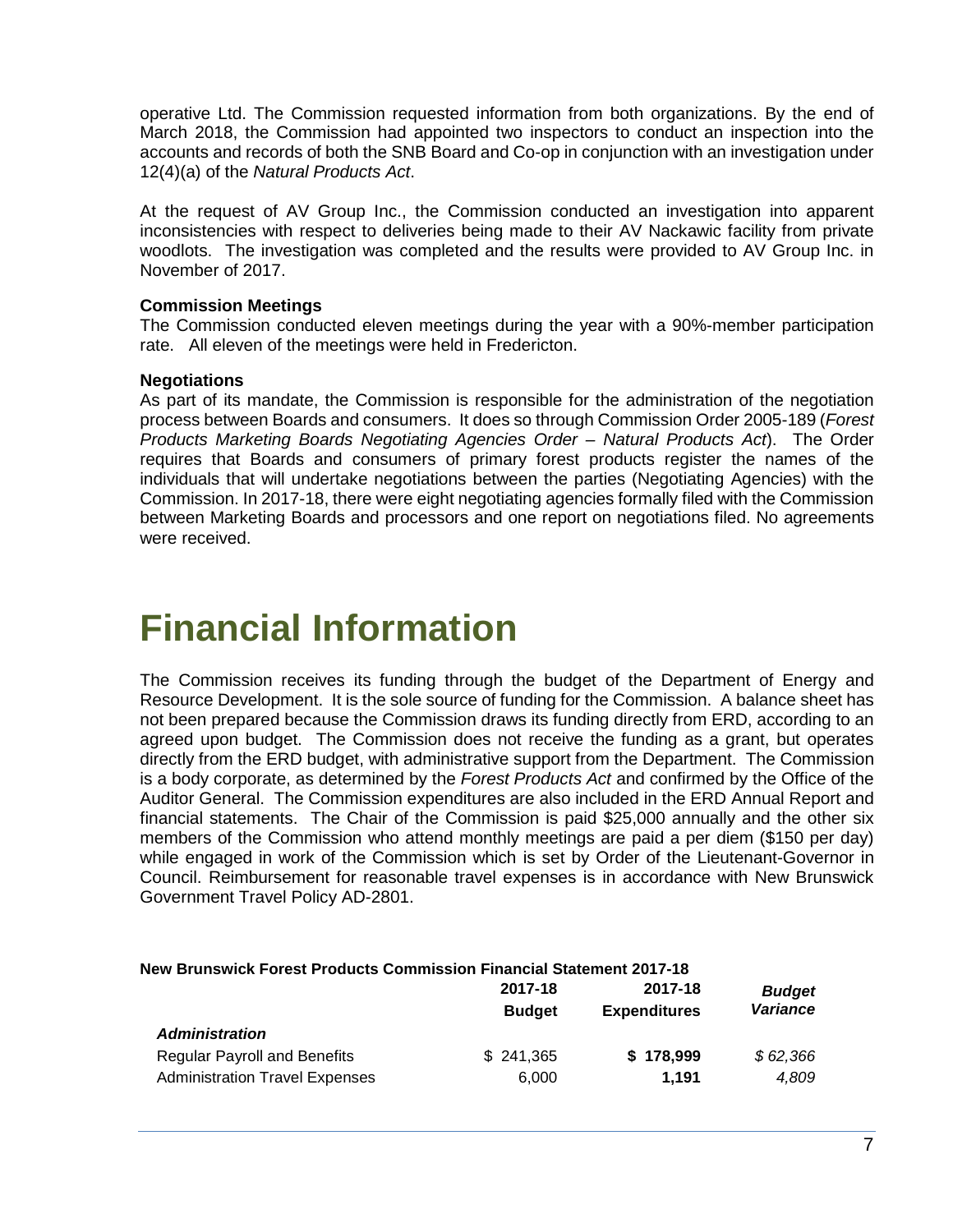operative Ltd. The Commission requested information from both organizations. By the end of March 2018, the Commission had appointed two inspectors to conduct an inspection into the accounts and records of both the SNB Board and Co-op in conjunction with an investigation under 12(4)(a) of the *Natural Products Act*.

At the request of AV Group Inc., the Commission conducted an investigation into apparent inconsistencies with respect to deliveries being made to their AV Nackawic facility from private woodlots. The investigation was completed and the results were provided to AV Group Inc. in November of 2017.

**Commission Meetings**
The Commission conducted eleven meetings during the year with a 90%-member participation rate. All eleven of the meetings were held in Fredericton.

**Negotiations**
As part of its mandate, the Commission is responsible for the administration of the negotiation process between Boards and consumers. It does so through Commission Order 2005-189 (*Forest Products Marketing Boards Negotiating Agencies Order – Natural Products Act*). The Order requires that Boards and consumers of primary forest products register the names of the individuals that will undertake negotiations between the parties (Negotiating Agencies) with the Commission. In 2017-18, there were eight negotiating agencies formally filed with the Commission between Marketing Boards and processors and one report on negotiations filed. No agreements were received.

# Financial Information

The Commission receives its funding through the budget of the Department of Energy and Resource Development. It is the sole source of funding for the Commission. A balance sheet has not been prepared because the Commission draws its funding directly from ERD, according to an agreed upon budget. The Commission does not receive the funding as a grant, but operates directly from the ERD budget, with administrative support from the Department. The Commission is a body corporate, as determined by the *Forest Products Act* and confirmed by the Office of the Auditor General. The Commission expenditures are also included in the ERD Annual Report and financial statements. The Chair of the Commission is paid $25,000 annually and the other six members of the Commission who attend monthly meetings are paid a per diem ($150 per day) while engaged in work of the Commission which is set by Order of the Lieutenant-Governor in Council. Reimbursement for reasonable travel expenses is in accordance with New Brunswick Government Travel Policy AD-2801.

**New Brunswick Forest Products Commission Financial Statement 2017-18**

| | 2017-18 Budget | 2017-18 Expenditures | *Budget Variance* |
|---|---|---|---|
| ***Administration*** | | | |
| Regular Payroll and Benefits | $ 241,365 | **$ 178,999** | *$ 62,366* |
| Administration Travel Expenses | 6,000 | **1,191** | *4,809* |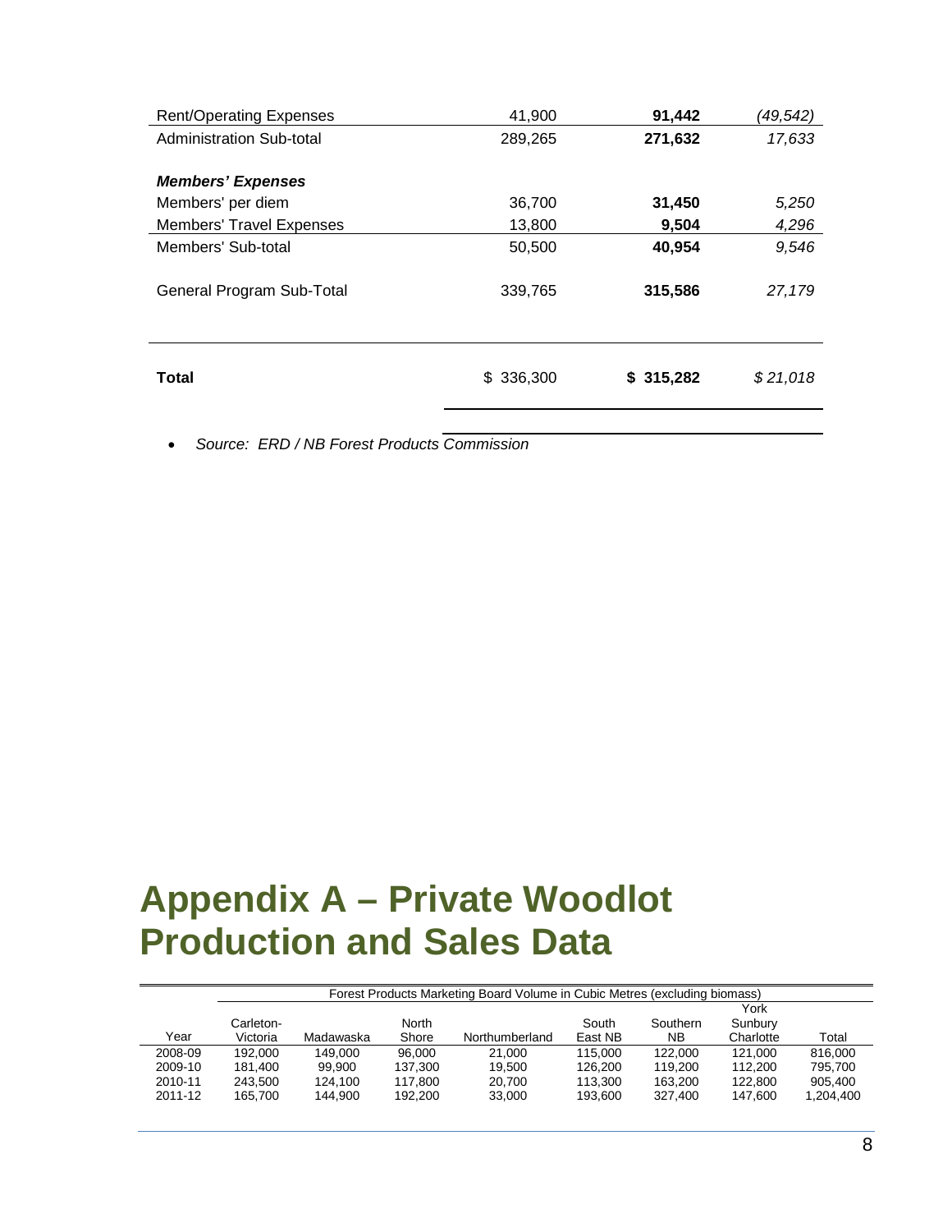| | | | |
|---|---|---|---|
| Rent/Operating Expenses | 41,900 | **91,442** | *(49,542)* |
| Administration Sub-total | 289,265 | **271,632** | *17,633* |
| ***Members' Expenses*** | | | |
| Members' per diem | 36,700 | **31,450** | *5,250* |
| Members' Travel Expenses | 13,800 | **9,504** | *4,296* |
| Members' Sub-total | 50,500 | **40,954** | *9,546* |
| General Program Sub-Total | 339,765 | **315,586** | *27,179* |
| **Total** | $ 336,300 | **$ 315,282** | *$ 21,018* |

- *Source: ERD / NB Forest Products Commission*

# Appendix A – Private Woodlot Production and Sales Data

| | Forest Products Marketing Board Volume in Cubic Metres (excluding biomass) | | | | | | | |
|---|---|---|---|---|---|---|---|---|
| Year | Carleton-Victoria | Madawaska | North Shore | Northumberland | South East NB | Southern NB | York Sunbury Charlotte | Total |
| 2008-09 | 192,000 | 149,000 | 96,000 | 21,000 | 115,000 | 122,000 | 121,000 | 816,000 |
| 2009-10 | 181,400 | 99,900 | 137,300 | 19,500 | 126,200 | 119,200 | 112,200 | 795,700 |
| 2010-11 | 243,500 | 124,100 | 117,800 | 20,700 | 113,300 | 163,200 | 122,800 | 905,400 |
| 2011-12 | 165,700 | 144,900 | 192,200 | 33,000 | 193,600 | 327,400 | 147,600 | 1,204,400 |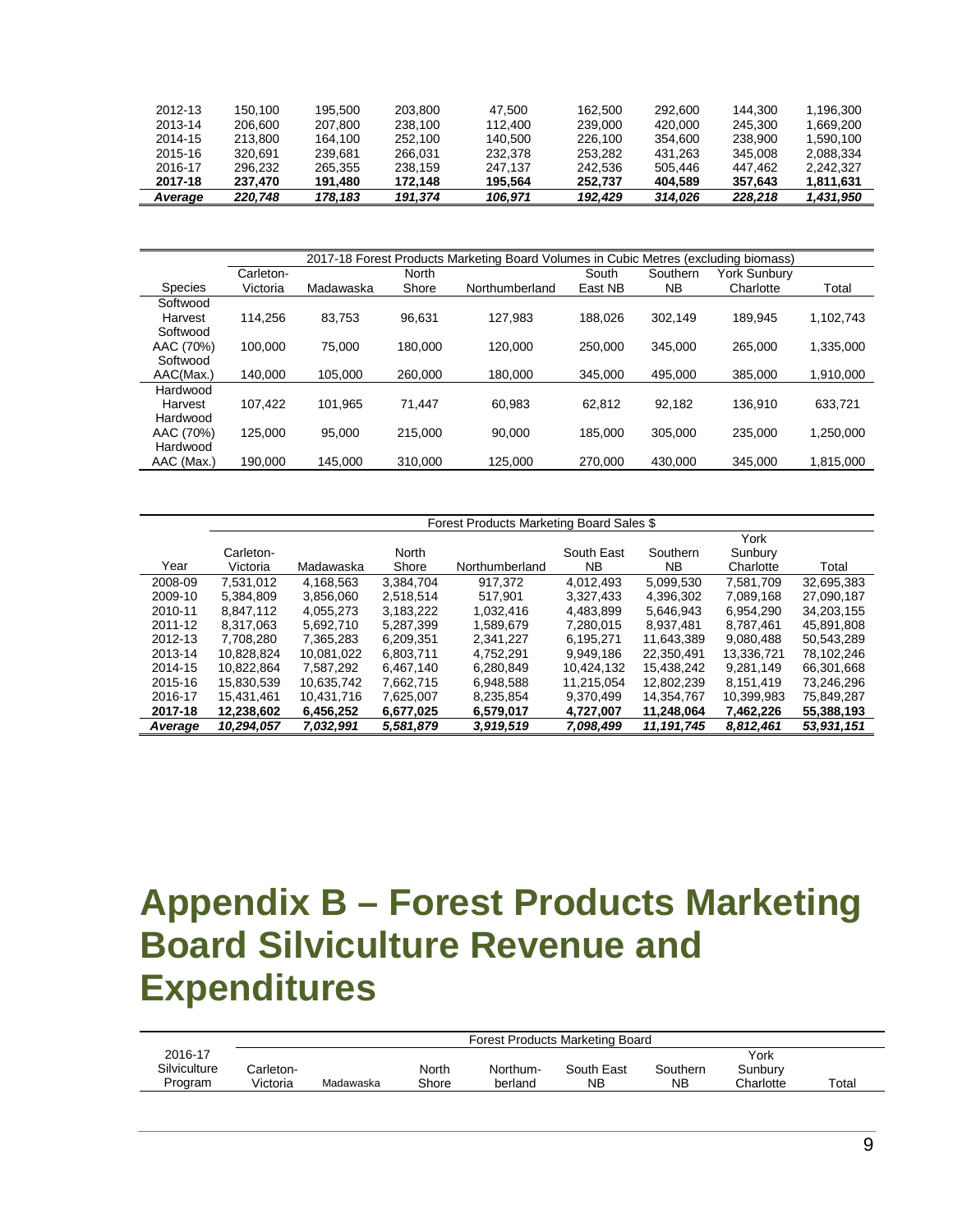| | | | | | | | | |
|---|---|---|---|---|---|---|---|---|
| 2012-13 | 150,100 | 195,500 | 203,800 | 47,500 | 162,500 | 292,600 | 144,300 | 1,196,300 |
| 2013-14 | 206,600 | 207,800 | 238,100 | 112,400 | 239,000 | 420,000 | 245,300 | 1,669,200 |
| 2014-15 | 213,800 | 164,100 | 252,100 | 140,500 | 226,100 | 354,600 | 238,900 | 1,590,100 |
| 2015-16 | 320,691 | 239,681 | 266,031 | 232,378 | 253,282 | 431,263 | 345,008 | 2,088,334 |
| 2016-17 | 296,232 | 265,355 | 238,159 | 247,137 | 242,536 | 505,446 | 447,462 | 2,242,327 |
| **2017-18** | **237,470** | **191,480** | **172,148** | **195,564** | **252,737** | **404,589** | **357,643** | **1,811,631** |
| ***Average*** | ***220,748*** | ***178,183*** | ***191,374*** | ***106,971*** | ***192,429*** | ***314,026*** | ***228,218*** | ***1,431,950*** |

| | 2017-18 Forest Products Marketing Board Volumes in Cubic Metres (excluding biomass) | | | | | | | |
|---|---|---|---|---|---|---|---|---|
| Species | Carleton-Victoria | Madawaska | North Shore | Northumberland | South East NB | Southern NB | York Sunbury Charlotte | Total |
| Softwood Harvest | 114,256 | 83,753 | 96,631 | 127,983 | 188,026 | 302,149 | 189,945 | 1,102,743 |
| Softwood AAC (70%) | 100,000 | 75,000 | 180,000 | 120,000 | 250,000 | 345,000 | 265,000 | 1,335,000 |
| Softwood AAC(Max.) | 140,000 | 105,000 | 260,000 | 180,000 | 345,000 | 495,000 | 385,000 | 1,910,000 |
| Hardwood Harvest | 107,422 | 101,965 | 71,447 | 60,983 | 62,812 | 92,182 | 136,910 | 633,721 |
| Hardwood AAC (70%) | 125,000 | 95,000 | 215,000 | 90,000 | 185,000 | 305,000 | 235,000 | 1,250,000 |
| Hardwood AAC (Max.) | 190,000 | 145,000 | 310,000 | 125,000 | 270,000 | 430,000 | 345,000 | 1,815,000 |

| | Forest Products Marketing Board Sales $ | | | | | | | |
|---|---|---|---|---|---|---|---|---|
| Year | Carleton-Victoria | Madawaska | North Shore | Northumberland | South East NB | Southern NB | York Sunbury Charlotte | Total |
| 2008-09 | 7,531,012 | 4,168,563 | 3,384,704 | 917,372 | 4,012,493 | 5,099,530 | 7,581,709 | 32,695,383 |
| 2009-10 | 5,384,809 | 3,856,060 | 2,518,514 | 517,901 | 3,327,433 | 4,396,302 | 7,089,168 | 27,090,187 |
| 2010-11 | 8,847,112 | 4,055,273 | 3,183,222 | 1,032,416 | 4,483,899 | 5,646,943 | 6,954,290 | 34,203,155 |
| 2011-12 | 8,317,063 | 5,692,710 | 5,287,399 | 1,589,679 | 7,280,015 | 8,937,481 | 8,787,461 | 45,891,808 |
| 2012-13 | 7,708,280 | 7,365,283 | 6,209,351 | 2,341,227 | 6,195,271 | 11,643,389 | 9,080,488 | 50,543,289 |
| 2013-14 | 10,828,824 | 10,081,022 | 6,803,711 | 4,752,291 | 9,949,186 | 22,350,491 | 13,336,721 | 78,102,246 |
| 2014-15 | 10,822,864 | 7,587,292 | 6,467,140 | 6,280,849 | 10,424,132 | 15,438,242 | 9,281,149 | 66,301,668 |
| 2015-16 | 15,830,539 | 10,635,742 | 7,662,715 | 6,948,588 | 11,215,054 | 12,802,239 | 8,151,419 | 73,246,296 |
| 2016-17 | 15,431,461 | 10,431,716 | 7,625,007 | 8,235,854 | 9,370,499 | 14,354,767 | 10,399,983 | 75,849,287 |
| **2017-18** | **12,238,602** | **6,456,252** | **6,677,025** | **6,579,017** | **4,727,007** | **11,248,064** | **7,462,226** | **55,388,193** |
| ***Average*** | ***10,294,057*** | ***7,032,991*** | ***5,581,879*** | ***3,919,519*** | ***7,098,499*** | ***11,191,745*** | ***8,812,461*** | ***53,931,151*** |

# Appendix B – Forest Products Marketing Board Silviculture Revenue and Expenditures

| | Forest Products Marketing Board | | | | | | | |
|---|---|---|---|---|---|---|---|---|
| 2016-17 Silviculture Program | Carleton-Victoria | Madawaska | North Shore | Northum-berland | South East NB | Southern NB | York Sunbury Charlotte | Total |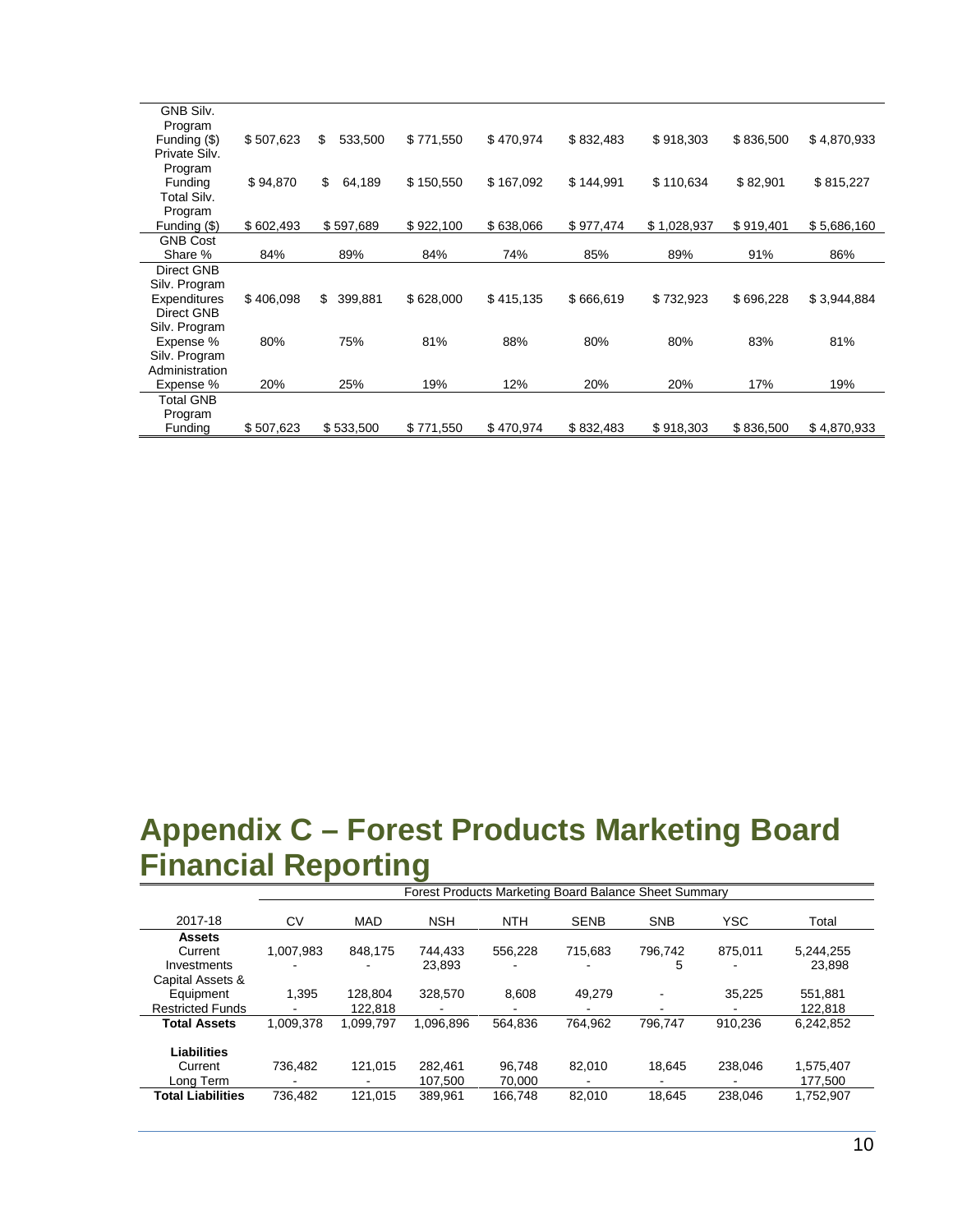| | | | | | | | | |
|---|---|---|---|---|---|---|---|---|
| GNB Silv. Program Funding ($) | $ 507,623 | $ 533,500 | $ 771,550 | $ 470,974 | $ 832,483 | $ 918,303 | $ 836,500 | $ 4,870,933 |
| Private Silv. Program Funding | $ 94,870 | $ 64,189 | $ 150,550 | $ 167,092 | $ 144,991 | $ 110,634 | $ 82,901 | $ 815,227 |
| Total Silv. Program Funding ($) | $ 602,493 | $ 597,689 | $ 922,100 | $ 638,066 | $ 977,474 | $ 1,028,937 | $ 919,401 | $ 5,686,160 |
| GNB Cost Share % | 84% | 89% | 84% | 74% | 85% | 89% | 91% | 86% |
| Direct GNB Silv. Program Expenditures | $ 406,098 | $ 399,881 | $ 628,000 | $ 415,135 | $ 666,619 | $ 732,923 | $ 696,228 | $ 3,944,884 |
| Direct GNB Silv. Program Expense % | 80% | 75% | 81% | 88% | 80% | 80% | 83% | 81% |
| Silv. Program Administration Expense % | 20% | 25% | 19% | 12% | 20% | 20% | 17% | 19% |
| Total GNB Program Funding | $ 507,623 | $ 533,500 | $ 771,550 | $ 470,974 | $ 832,483 | $ 918,303 | $ 836,500 | $ 4,870,933 |

# Appendix C – Forest Products Marketing Board Financial Reporting

| | Forest Products Marketing Board Balance Sheet Summary | | | | | | | |
|---|---|---|---|---|---|---|---|---|
| 2017-18 | CV | MAD | NSH | NTH | SENB | SNB | YSC | Total |
| **Assets** | | | | | | | | |
| Current | 1,007,983 | 848,175 | 744,433 | 556,228 | 715,683 | 796,742 | 875,011 | 5,244,255 |
| Investments | - | - | 23,893 | - | - | 5 | - | 23,898 |
| Capital Assets & Equipment | 1,395 | 128,804 | 328,570 | 8,608 | 49,279 | - | 35,225 | 551,881 |
| Restricted Funds | - | 122,818 | - | - | - | - | - | 122,818 |
| **Total Assets** | 1,009,378 | 1,099,797 | 1,096,896 | 564,836 | 764,962 | 796,747 | 910,236 | 6,242,852 |
| **Liabilities** | | | | | | | | |
| Current | 736,482 | 121,015 | 282,461 | 96,748 | 82,010 | 18,645 | 238,046 | 1,575,407 |
| Long Term | - | - | 107,500 | 70,000 | - | - | - | 177,500 |
| **Total Liabilities** | 736,482 | 121,015 | 389,961 | 166,748 | 82,010 | 18,645 | 238,046 | 1,752,907 |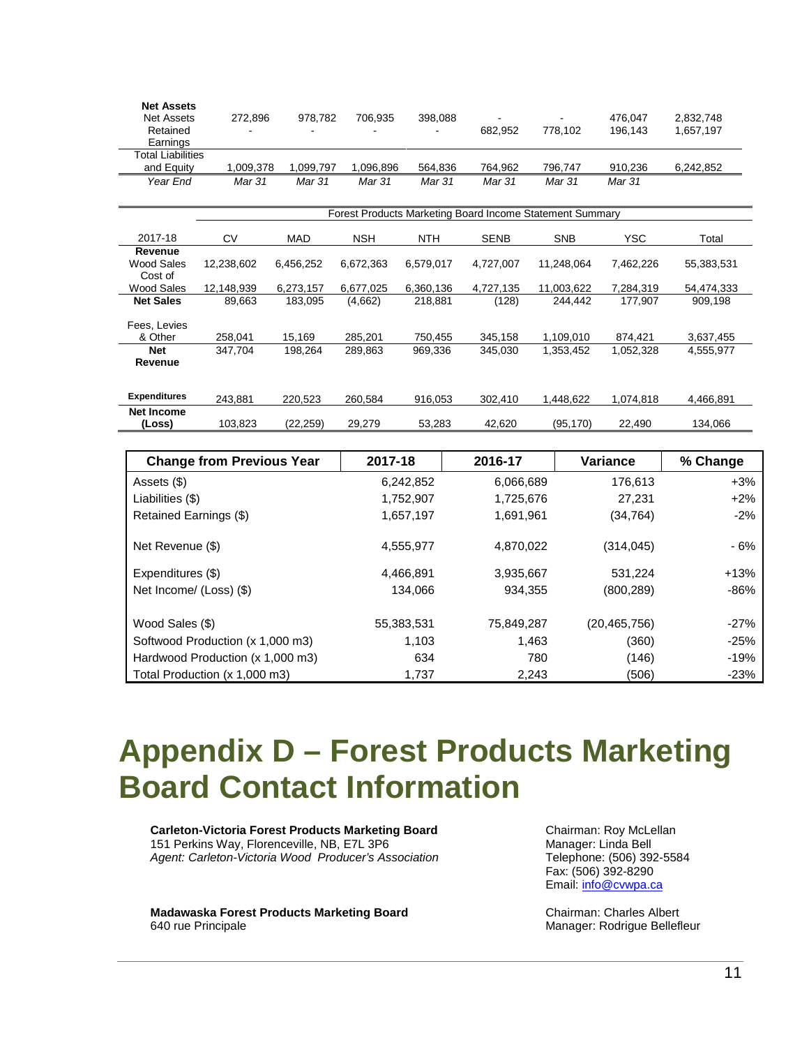| | | | | | | | | |
|---|---|---|---|---|---|---|---|---|
| **Net Assets** | | | | | | | | |
| Net Assets | 272,896 | 978,782 | 706,935 | 398,088 | - | - | 476,047 | 2,832,748 |
| Retained Earnings | - | - | - | - | 682,952 | 778,102 | 196,143 | 1,657,197 |
| Total Liabilities and Equity | 1,009,378 | 1,099,797 | 1,096,896 | 564,836 | 764,962 | 796,747 | 910,236 | 6,242,852 |
| *Year End* | *Mar 31* | *Mar 31* | *Mar 31* | *Mar 31* | *Mar 31* | *Mar 31* | *Mar 31* | |

| | Forest Products Marketing Board Income Statement Summary | | | | | | | |
|---|---|---|---|---|---|---|---|---|
| 2017-18 | CV | MAD | NSH | NTH | SENB | SNB | YSC | Total |
| **Revenue** | | | | | | | | |
| Wood Sales | 12,238,602 | 6,456,252 | 6,672,363 | 6,579,017 | 4,727,007 | 11,248,064 | 7,462,226 | 55,383,531 |
| Cost of Wood Sales | 12,148,939 | 6,273,157 | 6,677,025 | 6,360,136 | 4,727,135 | 11,003,622 | 7,284,319 | 54,474,333 |
| **Net Sales** | 89,663 | 183,095 | (4,662) | 218,881 | (128) | 244,442 | 177,907 | 909,198 |
| Fees, Levies & Other | 258,041 | 15,169 | 285,201 | 750,455 | 345,158 | 1,109,010 | 874,421 | 3,637,455 |
| **Net Revenue** | 347,704 | 198,264 | 289,863 | 969,336 | 345,030 | 1,353,452 | 1,052,328 | 4,555,977 |
| **Expenditures** | 243,881 | 220,523 | 260,584 | 916,053 | 302,410 | 1,448,622 | 1,074,818 | 4,466,891 |
| **Net Income (Loss)** | 103,823 | (22,259) | 29,279 | 53,283 | 42,620 | (95,170) | 22,490 | 134,066 |

| Change from Previous Year | 2017-18 | 2016-17 | Variance | % Change |
|---|---|---|---|---|
| Assets ($) | 6,242,852 | 6,066,689 | 176,613 | +3% |
| Liabilities ($) | 1,752,907 | 1,725,676 | 27,231 | +2% |
| Retained Earnings ($) | 1,657,197 | 1,691,961 | (34,764) | -2% |
| Net Revenue ($) | 4,555,977 | 4,870,022 | (314,045) | - 6% |
| Expenditures ($) | 4,466,891 | 3,935,667 | 531,224 | +13% |
| Net Income/ (Loss) ($) | 134,066 | 934,355 | (800,289) | -86% |
| Wood Sales ($) | 55,383,531 | 75,849,287 | (20,465,756) | -27% |
| Softwood Production (x 1,000 m3) | 1,103 | 1,463 | (360) | -25% |
| Hardwood Production (x 1,000 m3) | 634 | 780 | (146) | -19% |
| Total Production (x 1,000 m3) | 1,737 | 2,243 | (506) | -23% |

# Appendix D – Forest Products Marketing Board Contact Information

**Carleton-Victoria Forest Products Marketing Board**
151 Perkins Way, Florenceville, NB, E7L 3P6
*Agent: Carleton-Victoria Wood Producer's Association*

Chairman: Roy McLellan
Manager: Linda Bell
Telephone: (506) 392-5584
Fax: (506) 392-8290
Email: info@cvwpa.ca

**Madawaska Forest Products Marketing Board**
640 rue Principale

Chairman: Charles Albert
Manager: Rodrigue Bellefleur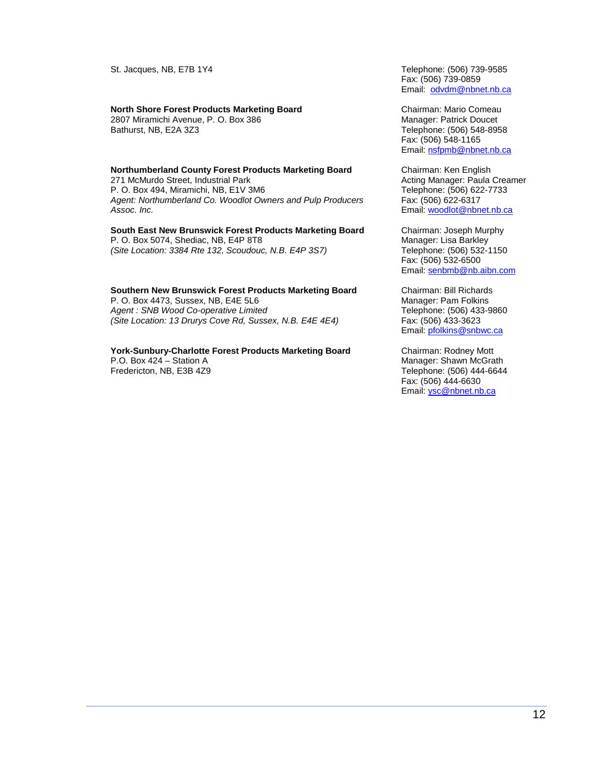St. Jacques, NB, E7B 1Y4

Telephone: (506) 739-9585
Fax: (506) 739-0859
Email: odvdm@nbnet.nb.ca

**North Shore Forest Products Marketing Board**
2807 Miramichi Avenue, P. O. Box 386
Bathurst, NB, E2A 3Z3

Chairman: Mario Comeau
Manager: Patrick Doucet
Telephone: (506) 548-8958
Fax: (506) 548-1165
Email: nsfpmb@nbnet.nb.ca

**Northumberland County Forest Products Marketing Board**
271 McMurdo Street, Industrial Park
P. O. Box 494, Miramichi, NB, E1V 3M6
*Agent: Northumberland Co. Woodlot Owners and Pulp Producers Assoc. Inc.*

Chairman: Ken English
Acting Manager: Paula Creamer
Telephone: (506) 622-7733
Fax: (506) 622-6317
Email: woodlot@nbnet.nb.ca

**South East New Brunswick Forest Products Marketing Board**
P. O. Box 5074, Shediac, NB, E4P 8T8
*(Site Location: 3384 Rte 132, Scoudouc, N.B. E4P 3S7)*

Chairman: Joseph Murphy
Manager: Lisa Barkley
Telephone: (506) 532-1150
Fax: (506) 532-6500
Email: senbmb@nb.aibn.com

**Southern New Brunswick Forest Products Marketing Board**
P. O. Box 4473, Sussex, NB, E4E 5L6
*Agent : SNB Wood Co-operative Limited*
*(Site Location: 13 Drurys Cove Rd, Sussex, N.B. E4E 4E4)*

Chairman: Bill Richards
Manager: Pam Folkins
Telephone: (506) 433-9860
Fax: (506) 433-3623
Email: pfolkins@snbwc.ca

**York-Sunbury-Charlotte Forest Products Marketing Board**
P.O. Box 424 – Station A
Fredericton, NB, E3B 4Z9

Chairman: Rodney Mott
Manager: Shawn McGrath
Telephone: (506) 444-6644
Fax: (506) 444-6630
Email: ysc@nbnet.nb.ca